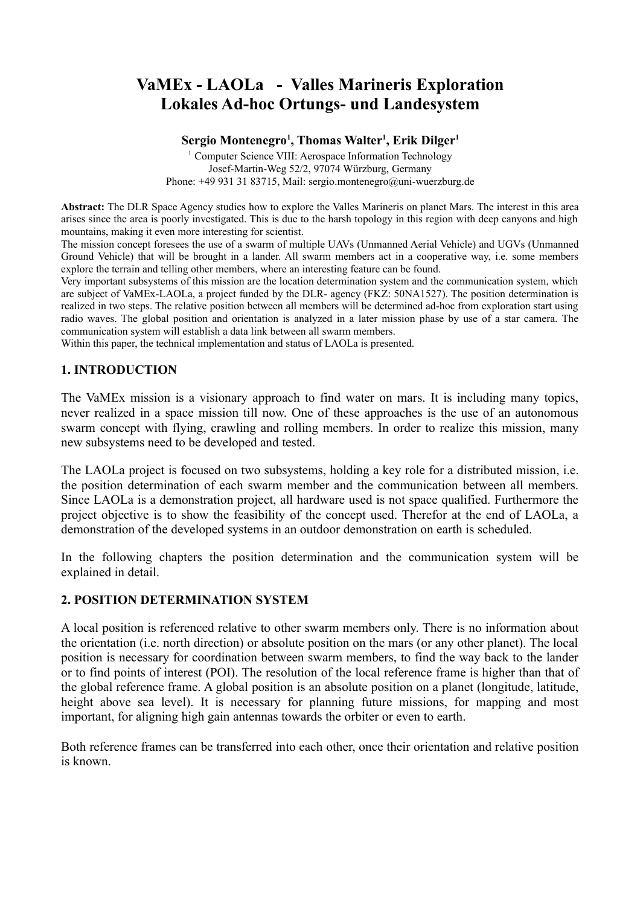# VaMEx - LAOLa - Valles Marineris Exploration Lokales Ad-hoc Ortungs- und Landesystem

**Sergio Montenegro[1], Thomas Walter[1], Erik Dilger[1]**

[1] Computer Science VIII: Aerospace Information Technology
Josef-Martin-Weg 52/2, 97074 Würzburg, Germany
Phone: +49 931 31 83715, Mail: sergio.montenegro@uni-wuerzburg.de

**Abstract:** The DLR Space Agency studies how to explore the Valles Marineris on planet Mars. The interest in this area arises since the area is poorly investigated. This is due to the harsh topology in this region with deep canyons and high mountains, making it even more interesting for scientist.
The mission concept foresees the use of a swarm of multiple UAVs (Unmanned Aerial Vehicle) and UGVs (Unmanned Ground Vehicle) that will be brought in a lander. All swarm members act in a cooperative way, i.e. some members explore the terrain and telling other members, where an interesting feature can be found.
Very important subsystems of this mission are the location determination system and the communication system, which are subject of VaMEx-LAOLa, a project funded by the DLR- agency (FKZ: 50NA1527). The position determination is realized in two steps. The relative position between all members will be determined ad-hoc from exploration start using radio waves. The global position and orientation is analyzed in a later mission phase by use of a star camera. The communication system will establish a data link between all swarm members.
Within this paper, the technical implementation and status of LAOLa is presented.

## 1. INTRODUCTION

The VaMEx mission is a visionary approach to find water on mars. It is including many topics, never realized in a space mission till now. One of these approaches is the use of an autonomous swarm concept with flying, crawling and rolling members. In order to realize this mission, many new subsystems need to be developed and tested.

The LAOLa project is focused on two subsystems, holding a key role for a distributed mission, i.e. the position determination of each swarm member and the communication between all members. Since LAOLa is a demonstration project, all hardware used is not space qualified. Furthermore the project objective is to show the feasibility of the concept used. Therefor at the end of LAOLa, a demonstration of the developed systems in an outdoor demonstration on earth is scheduled.

In the following chapters the position determination and the communication system will be explained in detail.

## 2. POSITION DETERMINATION SYSTEM

A local position is referenced relative to other swarm members only. There is no information about the orientation (i.e. north direction) or absolute position on the mars (or any other planet). The local position is necessary for coordination between swarm members, to find the way back to the lander or to find points of interest (POI). The resolution of the local reference frame is higher than that of the global reference frame. A global position is an absolute position on a planet (longitude, latitude, height above sea level). It is necessary for planning future missions, for mapping and most important, for aligning high gain antennas towards the orbiter or even to earth.

Both reference frames can be transferred into each other, once their orientation and relative position is known.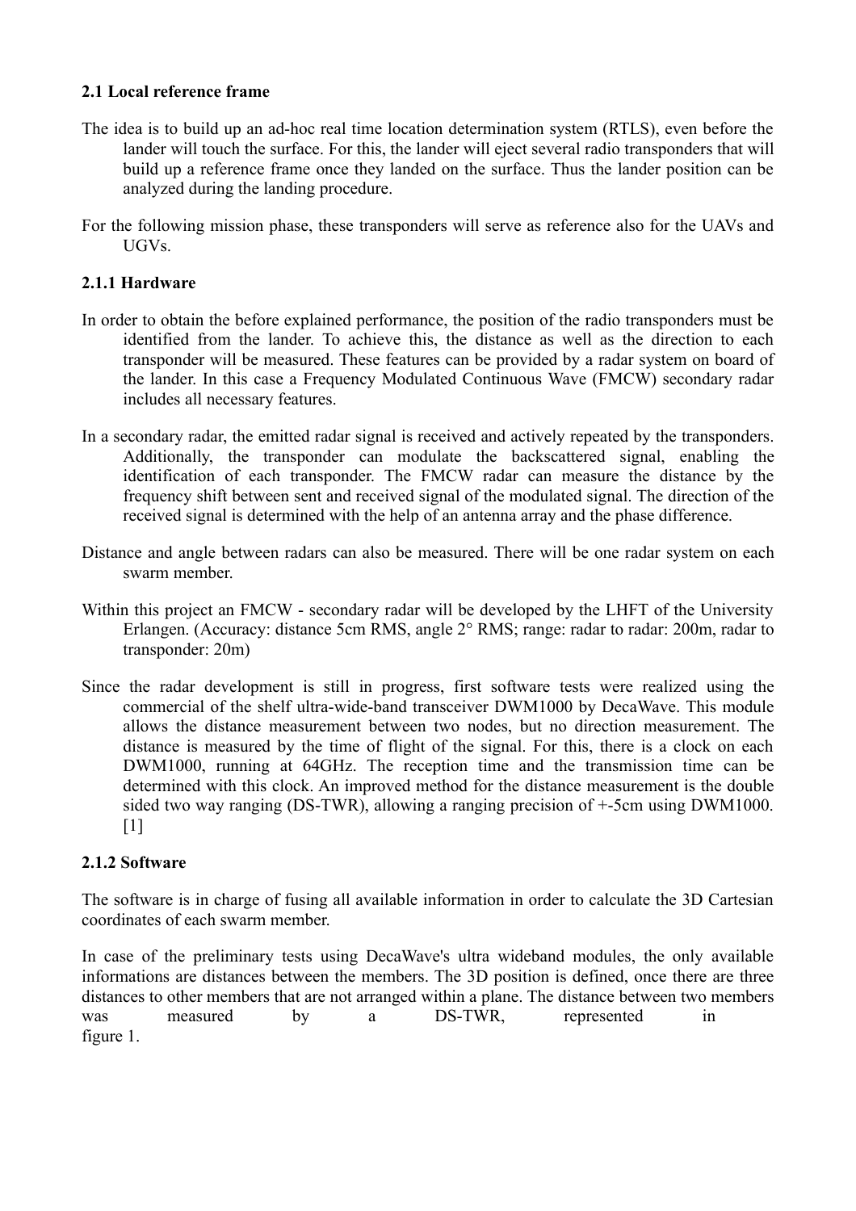### 2.1 Local reference frame

The idea is to build up an ad-hoc real time location determination system (RTLS), even before the lander will touch the surface. For this, the lander will eject several radio transponders that will build up a reference frame once they landed on the surface. Thus the lander position can be analyzed during the landing procedure.

For the following mission phase, these transponders will serve as reference also for the UAVs and UGVs.

#### 2.1.1 Hardware

In order to obtain the before explained performance, the position of the radio transponders must be identified from the lander. To achieve this, the distance as well as the direction to each transponder will be measured. These features can be provided by a radar system on board of the lander. In this case a Frequency Modulated Continuous Wave (FMCW) secondary radar includes all necessary features.

In a secondary radar, the emitted radar signal is received and actively repeated by the transponders. Additionally, the transponder can modulate the backscattered signal, enabling the identification of each transponder. The FMCW radar can measure the distance by the frequency shift between sent and received signal of the modulated signal. The direction of the received signal is determined with the help of an antenna array and the phase difference.

Distance and angle between radars can also be measured. There will be one radar system on each swarm member.

Within this project an FMCW - secondary radar will be developed by the LHFT of the University Erlangen. (Accuracy: distance 5cm RMS, angle 2° RMS; range: radar to radar: 200m, radar to transponder: 20m)

Since the radar development is still in progress, first software tests were realized using the commercial of the shelf ultra-wide-band transceiver DWM1000 by DecaWave. This module allows the distance measurement between two nodes, but no direction measurement. The distance is measured by the time of flight of the signal. For this, there is a clock on each DWM1000, running at 64GHz. The reception time and the transmission time can be determined with this clock. An improved method for the distance measurement is the double sided two way ranging (DS-TWR), allowing a ranging precision of +-5cm using DWM1000. [1]

#### 2.1.2 Software

The software is in charge of fusing all available information in order to calculate the 3D Cartesian coordinates of each swarm member.

In case of the preliminary tests using DecaWave's ultra wideband modules, the only available informations are distances between the members. The 3D position is defined, once there are three distances to other members that are not arranged within a plane. The distance between two members was measured by a DS-TWR, represented in figure 1.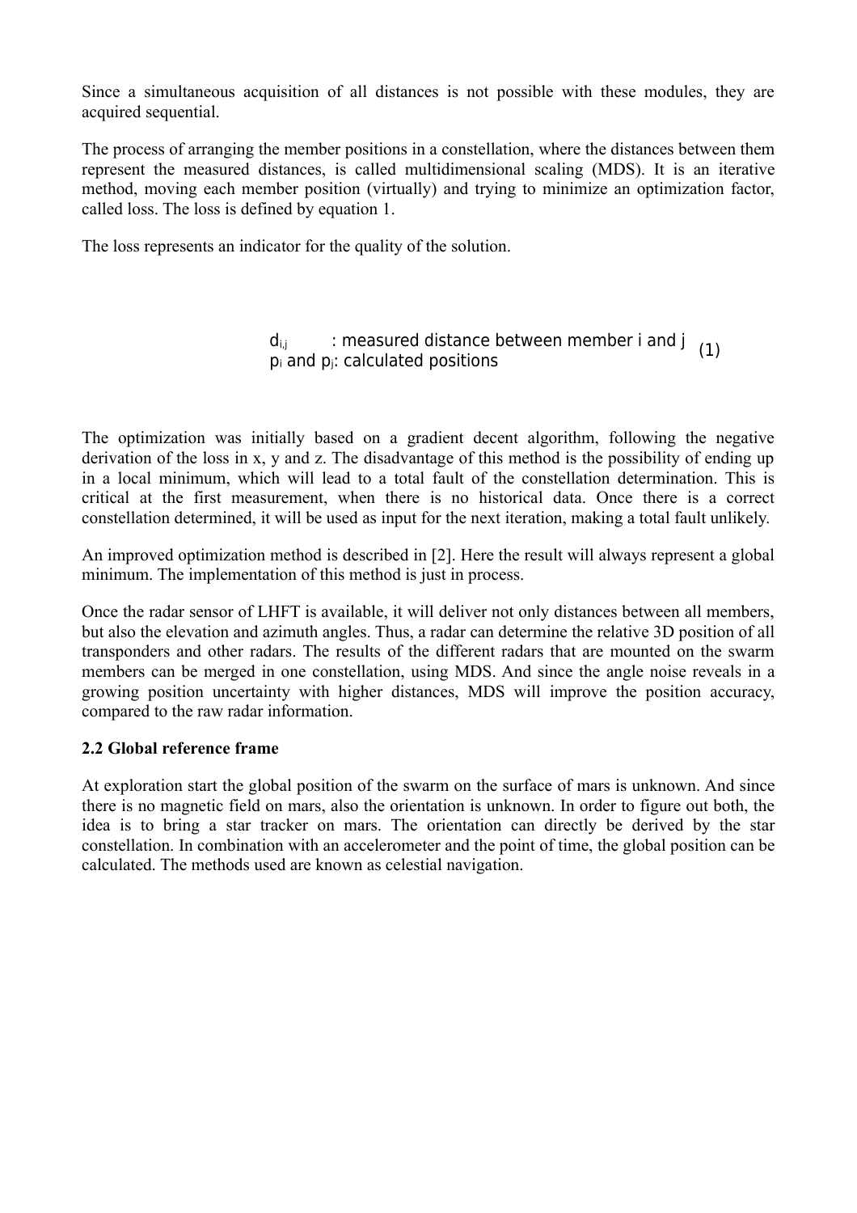Since a simultaneous acquisition of all distances is not possible with these modules, they are acquired sequential.

The process of arranging the member positions in a constellation, where the distances between them represent the measured distances, is called multidimensional scaling (MDS). It is an iterative method, moving each member position (virtually) and trying to minimize an optimization factor, called loss. The loss is defined by equation 1.

The loss represents an indicator for the quality of the solution.

$d_{i,j}$ : measured distance between member i and j
$p_i$ and $p_j$: calculated positions (1)

The optimization was initially based on a gradient decent algorithm, following the negative derivation of the loss in x, y and z. The disadvantage of this method is the possibility of ending up in a local minimum, which will lead to a total fault of the constellation determination. This is critical at the first measurement, when there is no historical data. Once there is a correct constellation determined, it will be used as input for the next iteration, making a total fault unlikely.

An improved optimization method is described in [2]. Here the result will always represent a global minimum. The implementation of this method is just in process.

Once the radar sensor of LHFT is available, it will deliver not only distances between all members, but also the elevation and azimuth angles. Thus, a radar can determine the relative 3D position of all transponders and other radars. The results of the different radars that are mounted on the swarm members can be merged in one constellation, using MDS. And since the angle noise reveals in a growing position uncertainty with higher distances, MDS will improve the position accuracy, compared to the raw radar information.

### 2.2 Global reference frame

At exploration start the global position of the swarm on the surface of mars is unknown. And since there is no magnetic field on mars, also the orientation is unknown. In order to figure out both, the idea is to bring a star tracker on mars. The orientation can directly be derived by the star constellation. In combination with an accelerometer and the point of time, the global position can be calculated. The methods used are known as celestial navigation.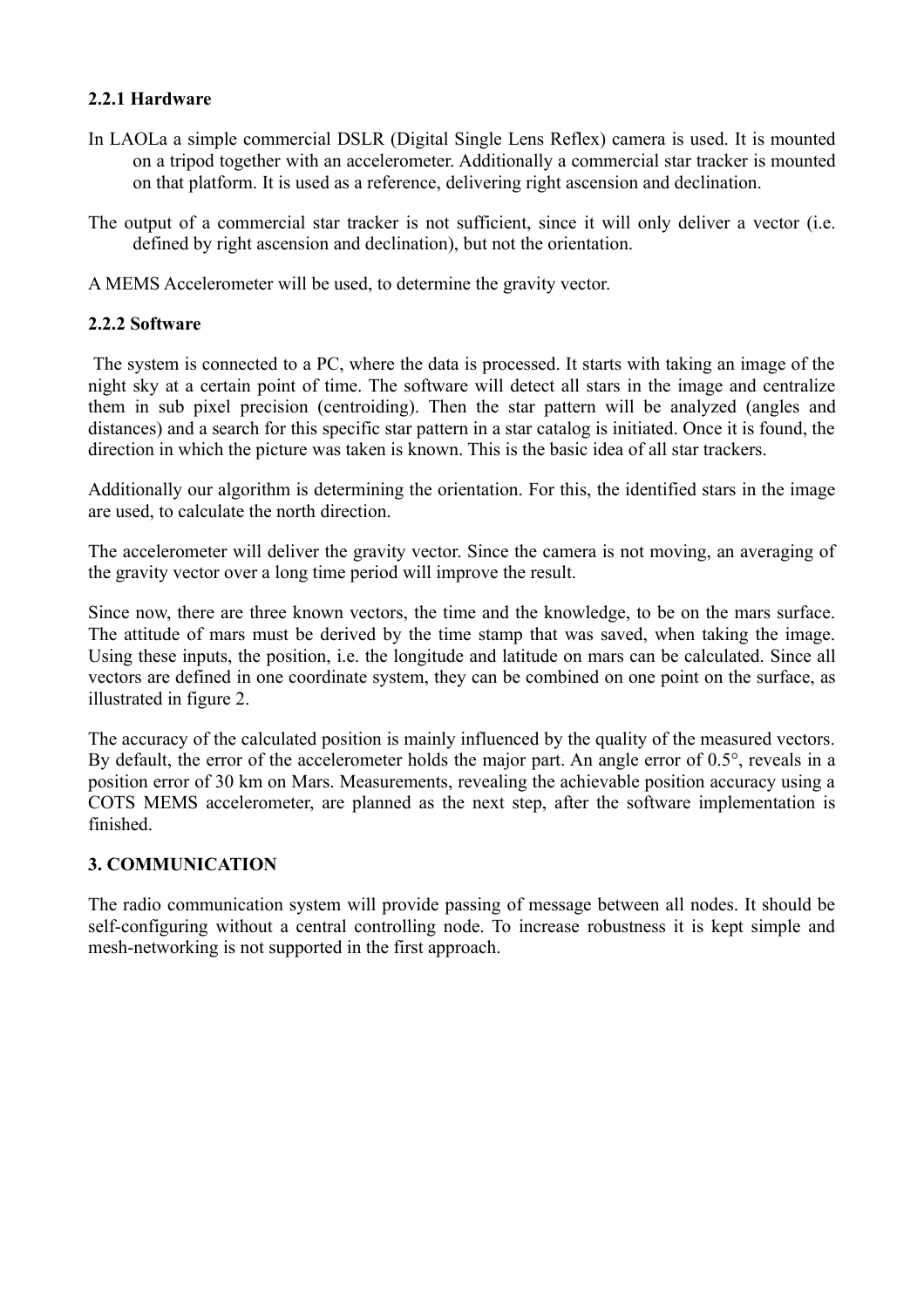### 2.2.1 Hardware

In LAOLa a simple commercial DSLR (Digital Single Lens Reflex) camera is used. It is mounted on a tripod together with an accelerometer. Additionally a commercial star tracker is mounted on that platform. It is used as a reference, delivering right ascension and declination.

The output of a commercial star tracker is not sufficient, since it will only deliver a vector (i.e. defined by right ascension and declination), but not the orientation.

A MEMS Accelerometer will be used, to determine the gravity vector.

### 2.2.2 Software

The system is connected to a PC, where the data is processed. It starts with taking an image of the night sky at a certain point of time. The software will detect all stars in the image and centralize them in sub pixel precision (centroiding). Then the star pattern will be analyzed (angles and distances) and a search for this specific star pattern in a star catalog is initiated. Once it is found, the direction in which the picture was taken is known. This is the basic idea of all star trackers.

Additionally our algorithm is determining the orientation. For this, the identified stars in the image are used, to calculate the north direction.

The accelerometer will deliver the gravity vector. Since the camera is not moving, an averaging of the gravity vector over a long time period will improve the result.

Since now, there are three known vectors, the time and the knowledge, to be on the mars surface. The attitude of mars must be derived by the time stamp that was saved, when taking the image. Using these inputs, the position, i.e. the longitude and latitude on mars can be calculated. Since all vectors are defined in one coordinate system, they can be combined on one point on the surface, as illustrated in figure 2.

The accuracy of the calculated position is mainly influenced by the quality of the measured vectors. By default, the error of the accelerometer holds the major part. An angle error of 0.5°, reveals in a position error of 30 km on Mars. Measurements, revealing the achievable position accuracy using a COTS MEMS accelerometer, are planned as the next step, after the software implementation is finished.

## 3. COMMUNICATION

The radio communication system will provide passing of message between all nodes. It should be self-configuring without a central controlling node. To increase robustness it is kept simple and mesh-networking is not supported in the first approach.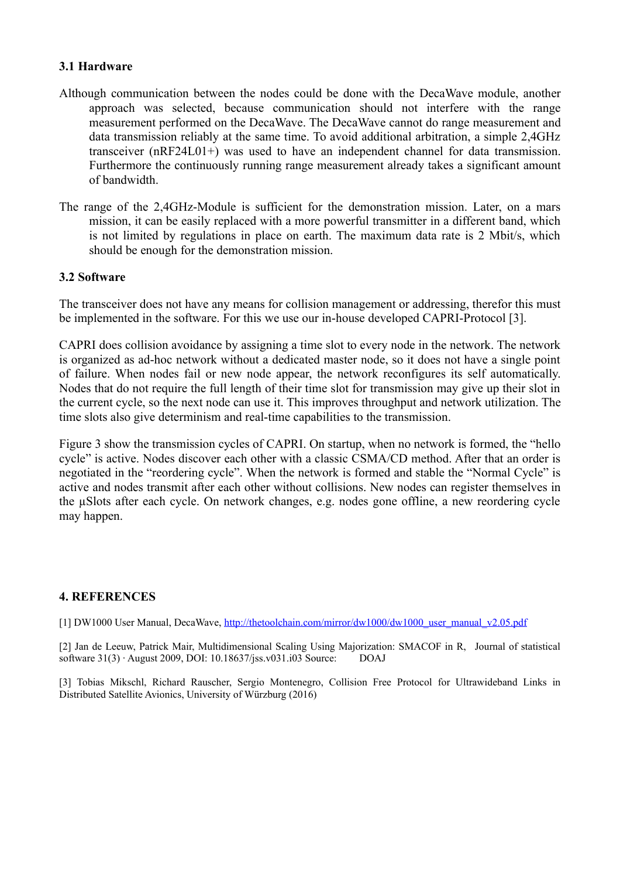### 3.1 Hardware

Although communication between the nodes could be done with the DecaWave module, another approach was selected, because communication should not interfere with the range measurement performed on the DecaWave. The DecaWave cannot do range measurement and data transmission reliably at the same time. To avoid additional arbitration, a simple 2,4GHz transceiver (nRF24L01+) was used to have an independent channel for data transmission. Furthermore the continuously running range measurement already takes a significant amount of bandwidth.

The range of the 2,4GHz-Module is sufficient for the demonstration mission. Later, on a mars mission, it can be easily replaced with a more powerful transmitter in a different band, which is not limited by regulations in place on earth. The maximum data rate is 2 Mbit/s, which should be enough for the demonstration mission.

### 3.2 Software

The transceiver does not have any means for collision management or addressing, therefor this must be implemented in the software. For this we use our in-house developed CAPRI-Protocol [3].

CAPRI does collision avoidance by assigning a time slot to every node in the network. The network is organized as ad-hoc network without a dedicated master node, so it does not have a single point of failure. When nodes fail or new node appear, the network reconfigures its self automatically. Nodes that do not require the full length of their time slot for transmission may give up their slot in the current cycle, so the next node can use it. This improves throughput and network utilization. The time slots also give determinism and real-time capabilities to the transmission.

Figure 3 show the transmission cycles of CAPRI. On startup, when no network is formed, the "hello cycle" is active. Nodes discover each other with a classic CSMA/CD method. After that an order is negotiated in the "reordering cycle". When the network is formed and stable the "Normal Cycle" is active and nodes transmit after each other without collisions. New nodes can register themselves in the µSlots after each cycle. On network changes, e.g. nodes gone offline, a new reordering cycle may happen.

## 4. REFERENCES

[1] DW1000 User Manual, DecaWave, http://thetoolchain.com/mirror/dw1000/dw1000_user_manual_v2.05.pdf

[2] Jan de Leeuw, Patrick Mair, Multidimensional Scaling Using Majorization: SMACOF in R, Journal of statistical software 31(3) · August 2009, DOI: 10.18637/jss.v031.i03 Source: DOAJ

[3] Tobias Mikschl, Richard Rauscher, Sergio Montenegro, Collision Free Protocol for Ultrawideband Links in Distributed Satellite Avionics, University of Würzburg (2016)